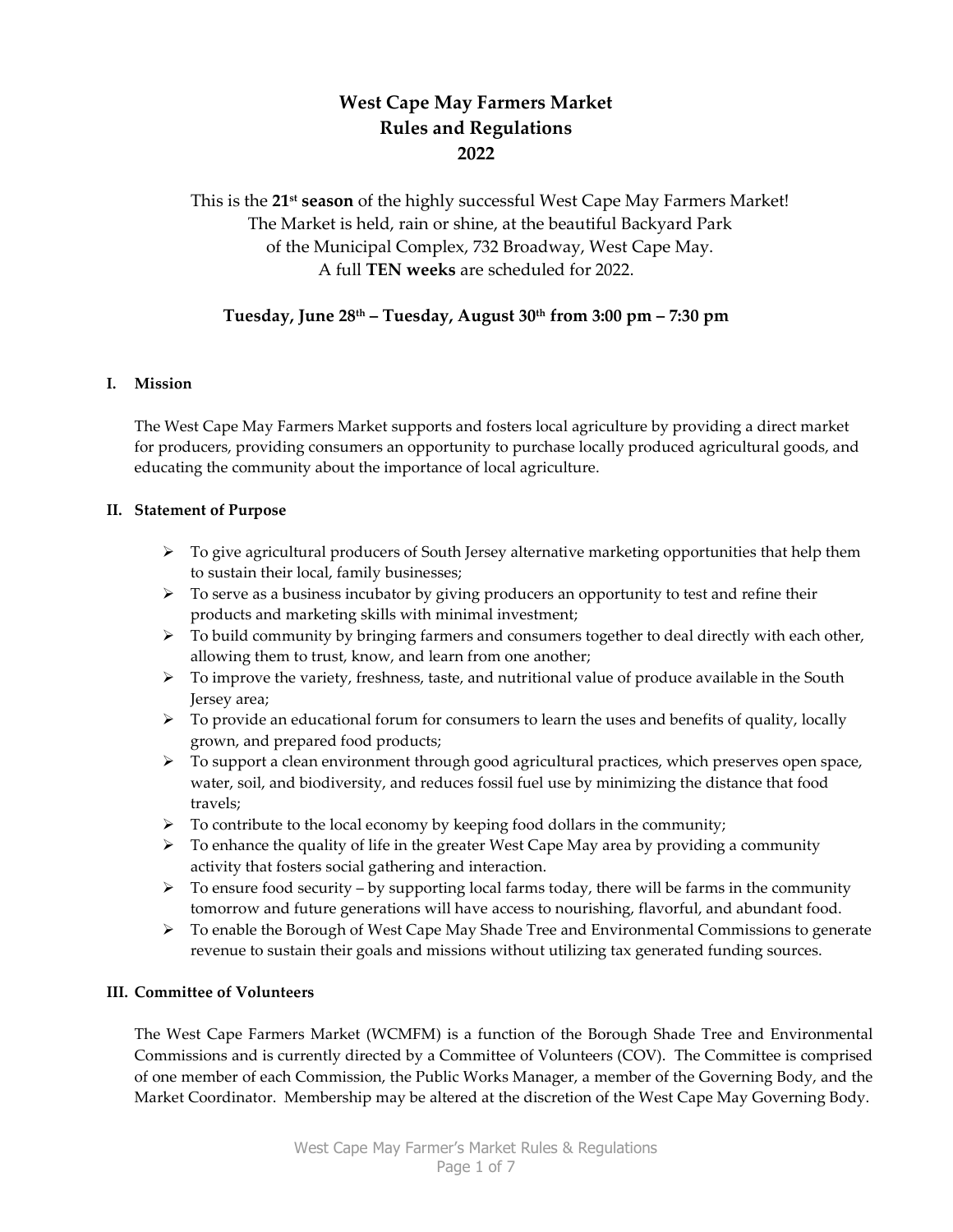# West Cape May Farmers Market
# Rules and Regulations
# 2022

This is the **21st season** of the highly successful West Cape May Farmers Market!
The Market is held, rain or shine, at the beautiful Backyard Park
of the Municipal Complex, 732 Broadway, West Cape May.
A full **TEN weeks** are scheduled for 2022.

**Tuesday, June 28th – Tuesday, August 30th from 3:00 pm – 7:30 pm**

## I. Mission

The West Cape May Farmers Market supports and fosters local agriculture by providing a direct market for producers, providing consumers an opportunity to purchase locally produced agricultural goods, and educating the community about the importance of local agriculture.

## II. Statement of Purpose

- To give agricultural producers of South Jersey alternative marketing opportunities that help them to sustain their local, family businesses;
- To serve as a business incubator by giving producers an opportunity to test and refine their products and marketing skills with minimal investment;
- To build community by bringing farmers and consumers together to deal directly with each other, allowing them to trust, know, and learn from one another;
- To improve the variety, freshness, taste, and nutritional value of produce available in the South Jersey area;
- To provide an educational forum for consumers to learn the uses and benefits of quality, locally grown, and prepared food products;
- To support a clean environment through good agricultural practices, which preserves open space, water, soil, and biodiversity, and reduces fossil fuel use by minimizing the distance that food travels;
- To contribute to the local economy by keeping food dollars in the community;
- To enhance the quality of life in the greater West Cape May area by providing a community activity that fosters social gathering and interaction.
- To ensure food security – by supporting local farms today, there will be farms in the community tomorrow and future generations will have access to nourishing, flavorful, and abundant food.
- To enable the Borough of West Cape May Shade Tree and Environmental Commissions to generate revenue to sustain their goals and missions without utilizing tax generated funding sources.

## III. Committee of Volunteers

The West Cape Farmers Market (WCMFM) is a function of the Borough Shade Tree and Environmental Commissions and is currently directed by a Committee of Volunteers (COV). The Committee is comprised of one member of each Commission, the Public Works Manager, a member of the Governing Body, and the Market Coordinator. Membership may be altered at the discretion of the West Cape May Governing Body.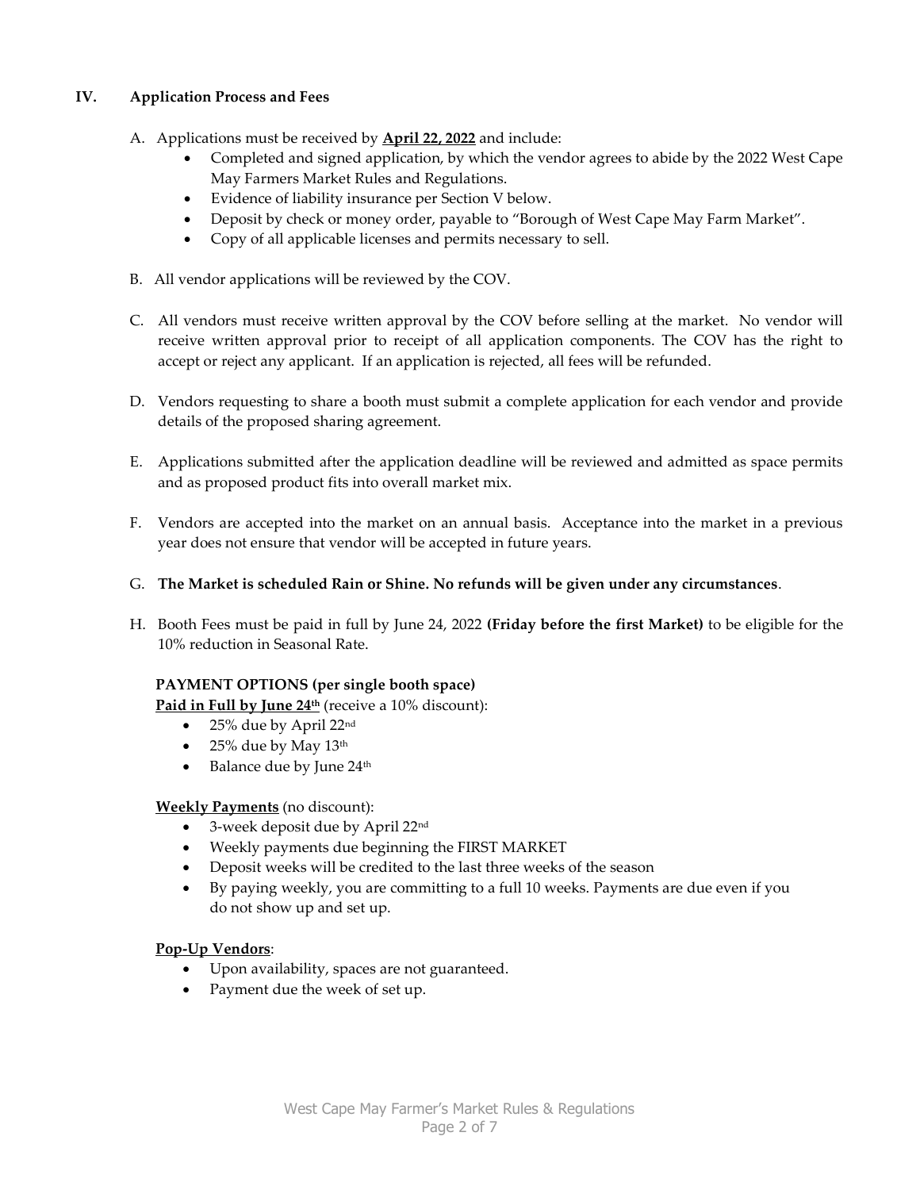## IV. Application Process and Fees

A. Applications must be received by **<u>April 22, 2022</u>** and include:
- Completed and signed application, by which the vendor agrees to abide by the 2022 West Cape May Farmers Market Rules and Regulations.
- Evidence of liability insurance per Section V below.
- Deposit by check or money order, payable to "Borough of West Cape May Farm Market".
- Copy of all applicable licenses and permits necessary to sell.

B. All vendor applications will be reviewed by the COV.

C. All vendors must receive written approval by the COV before selling at the market. No vendor will receive written approval prior to receipt of all application components. The COV has the right to accept or reject any applicant. If an application is rejected, all fees will be refunded.

D. Vendors requesting to share a booth must submit a complete application for each vendor and provide details of the proposed sharing agreement.

E. Applications submitted after the application deadline will be reviewed and admitted as space permits and as proposed product fits into overall market mix.

F. Vendors are accepted into the market on an annual basis. Acceptance into the market in a previous year does not ensure that vendor will be accepted in future years.

G. **The Market is scheduled Rain or Shine. No refunds will be given under any circumstances**.

H. Booth Fees must be paid in full by June 24, 2022 **(Friday before the first Market)** to be eligible for the 10% reduction in Seasonal Rate.

**PAYMENT OPTIONS (per single booth space)**

**<u>Paid in Full by June 24th</u>** (receive a 10% discount):
- 25% due by April 22nd
- 25% due by May 13th
- Balance due by June 24th

**<u>Weekly Payments</u>** (no discount):
- 3-week deposit due by April 22nd
- Weekly payments due beginning the FIRST MARKET
- Deposit weeks will be credited to the last three weeks of the season
- By paying weekly, you are committing to a full 10 weeks. Payments are due even if you do not show up and set up.

**<u>Pop-Up Vendors</u>**:
- Upon availability, spaces are not guaranteed.
- Payment due the week of set up.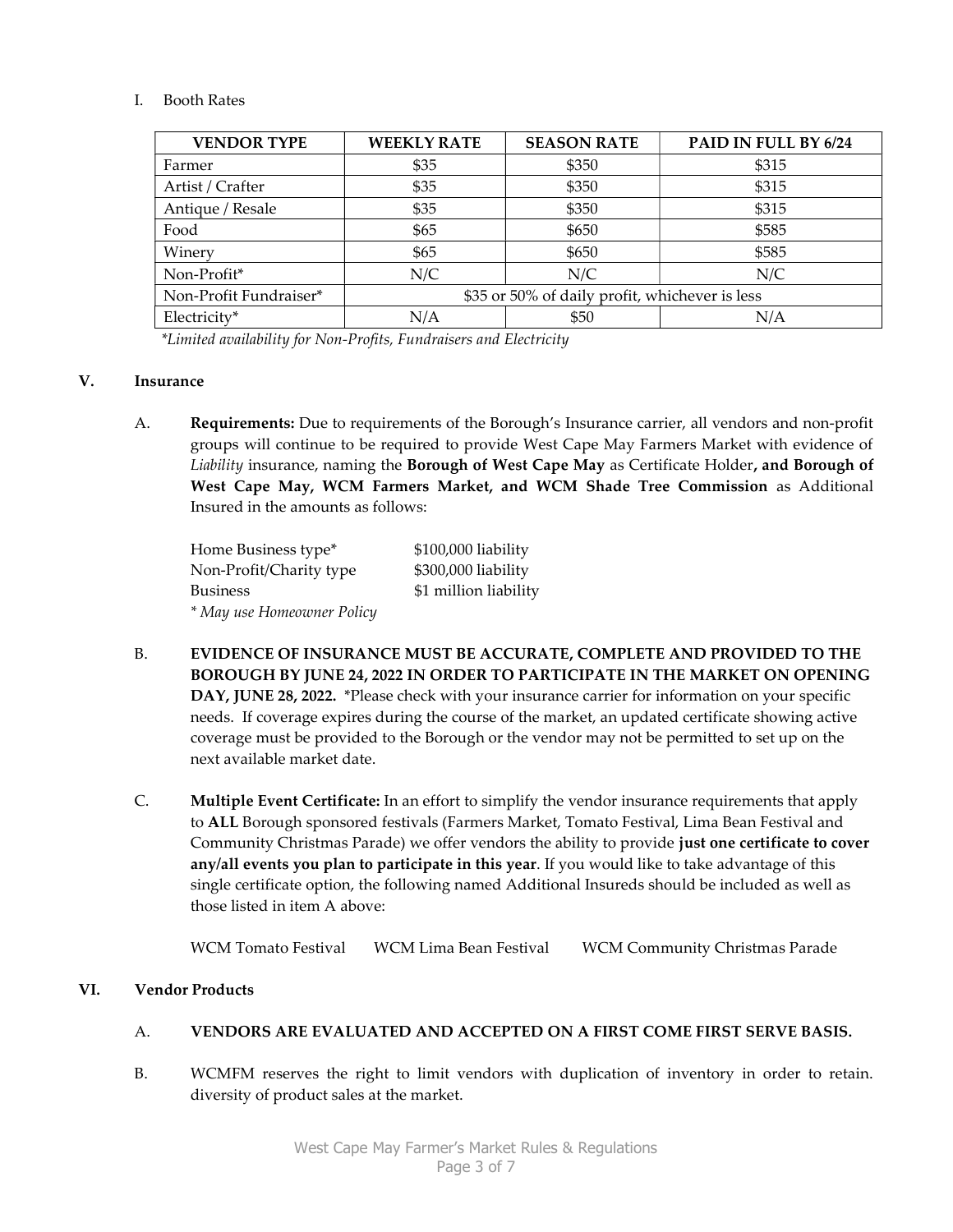I. Booth Rates

| VENDOR TYPE | WEEKLY RATE | SEASON RATE | PAID IN FULL BY 6/24 |
|---|---|---|---|
| Farmer | $35 | $350 | $315 |
| Artist / Crafter | $35 | $350 | $315 |
| Antique / Resale | $35 | $350 | $315 |
| Food | $65 | $650 | $585 |
| Winery | $65 | $650 | $585 |
| Non-Profit* | N/C | N/C | N/C |
| Non-Profit Fundraiser* | $35 or 50% of daily profit, whichever is less | | |
| Electricity* | N/A | $50 | N/A |

*\*Limited availability for Non-Profits, Fundraisers and Electricity*

## V. Insurance

A. **Requirements:** Due to requirements of the Borough's Insurance carrier, all vendors and non-profit groups will continue to be required to provide West Cape May Farmers Market with evidence of *Liability* insurance, naming the **Borough of West Cape May** as Certificate Holder**, and Borough of West Cape May, WCM Farmers Market, and WCM Shade Tree Commission** as Additional Insured in the amounts as follows:

| | |
|---|---|
| Home Business type* | $100,000 liability |
| Non-Profit/Charity type | $300,000 liability |
| Business | $1 million liability |

*\* May use Homeowner Policy*

B. **EVIDENCE OF INSURANCE MUST BE ACCURATE, COMPLETE AND PROVIDED TO THE BOROUGH BY JUNE 24, 2022 IN ORDER TO PARTICIPATE IN THE MARKET ON OPENING DAY, JUNE 28, 2022.** *Please check with your insurance carrier for information on your specific needs. If coverage expires during the course of the market, an updated certificate showing active coverage must be provided to the Borough or the vendor may not be permitted to set up on the next available market date.

C. **Multiple Event Certificate:** In an effort to simplify the vendor insurance requirements that apply to **ALL** Borough sponsored festivals (Farmers Market, Tomato Festival, Lima Bean Festival and Community Christmas Parade) we offer vendors the ability to provide **just one certificate to cover any/all events you plan to participate in this year**. If you would like to take advantage of this single certificate option, the following named Additional Insureds should be included as well as those listed in item A above:

WCM Tomato Festival    WCM Lima Bean Festival    WCM Community Christmas Parade

## VI. Vendor Products

A. **VENDORS ARE EVALUATED AND ACCEPTED ON A FIRST COME FIRST SERVE BASIS.**

B. WCMFM reserves the right to limit vendors with duplication of inventory in order to retain. diversity of product sales at the market.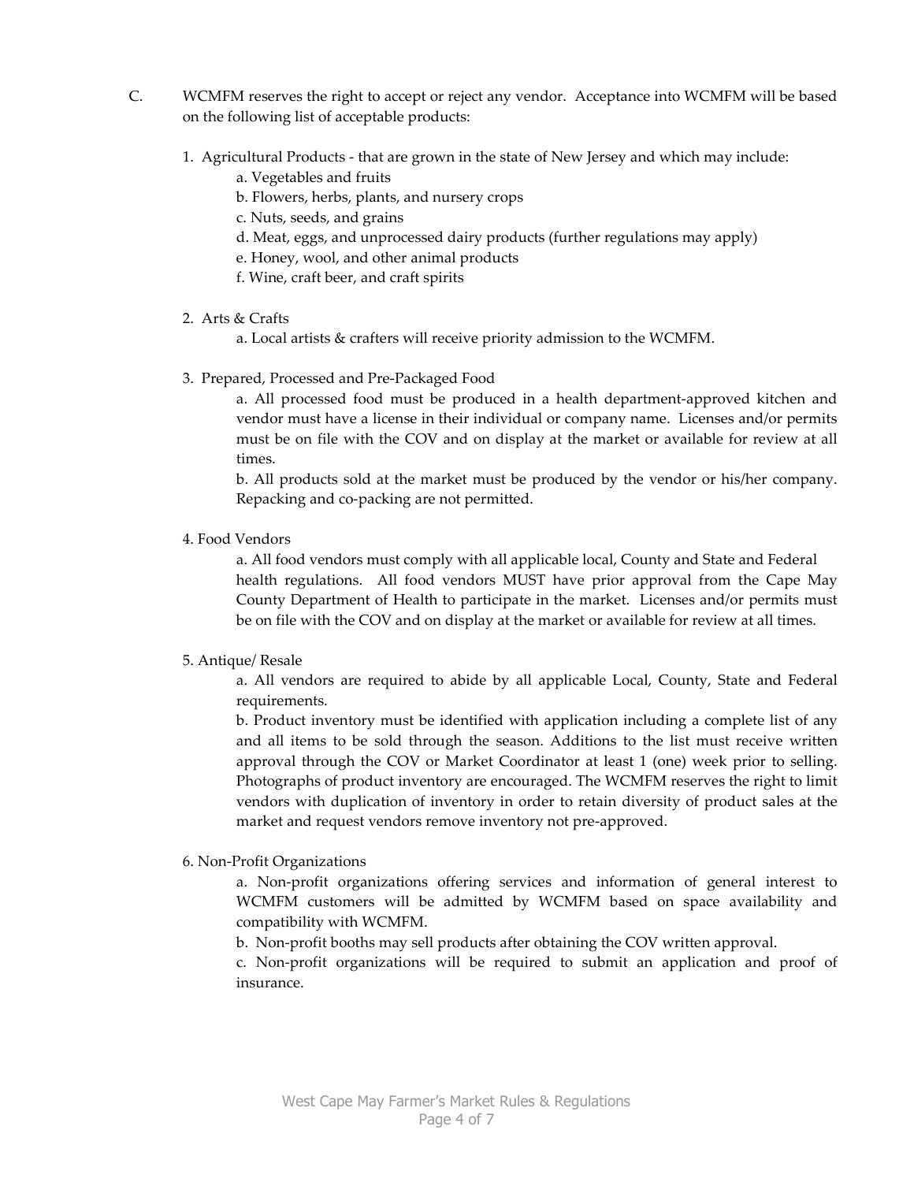C. WCMFM reserves the right to accept or reject any vendor. Acceptance into WCMFM will be based on the following list of acceptable products:

1. Agricultural Products - that are grown in the state of New Jersey and which may include:
   - a. Vegetables and fruits
   - b. Flowers, herbs, plants, and nursery crops
   - c. Nuts, seeds, and grains
   - d. Meat, eggs, and unprocessed dairy products (further regulations may apply)
   - e. Honey, wool, and other animal products
   - f. Wine, craft beer, and craft spirits

2. Arts & Crafts
   - a. Local artists & crafters will receive priority admission to the WCMFM.

3. Prepared, Processed and Pre-Packaged Food
   - a. All processed food must be produced in a health department-approved kitchen and vendor must have a license in their individual or company name. Licenses and/or permits must be on file with the COV and on display at the market or available for review at all times.
   - b. All products sold at the market must be produced by the vendor or his/her company. Repacking and co-packing are not permitted.

4. Food Vendors
   - a. All food vendors must comply with all applicable local, County and State and Federal health regulations. All food vendors MUST have prior approval from the Cape May County Department of Health to participate in the market. Licenses and/or permits must be on file with the COV and on display at the market or available for review at all times.

5. Antique/ Resale
   - a. All vendors are required to abide by all applicable Local, County, State and Federal requirements.
   - b. Product inventory must be identified with application including a complete list of any and all items to be sold through the season. Additions to the list must receive written approval through the COV or Market Coordinator at least 1 (one) week prior to selling. Photographs of product inventory are encouraged. The WCMFM reserves the right to limit vendors with duplication of inventory in order to retain diversity of product sales at the market and request vendors remove inventory not pre-approved.

6. Non-Profit Organizations
   - a. Non-profit organizations offering services and information of general interest to WCMFM customers will be admitted by WCMFM based on space availability and compatibility with WCMFM.
   - b. Non-profit booths may sell products after obtaining the COV written approval.
   - c. Non-profit organizations will be required to submit an application and proof of insurance.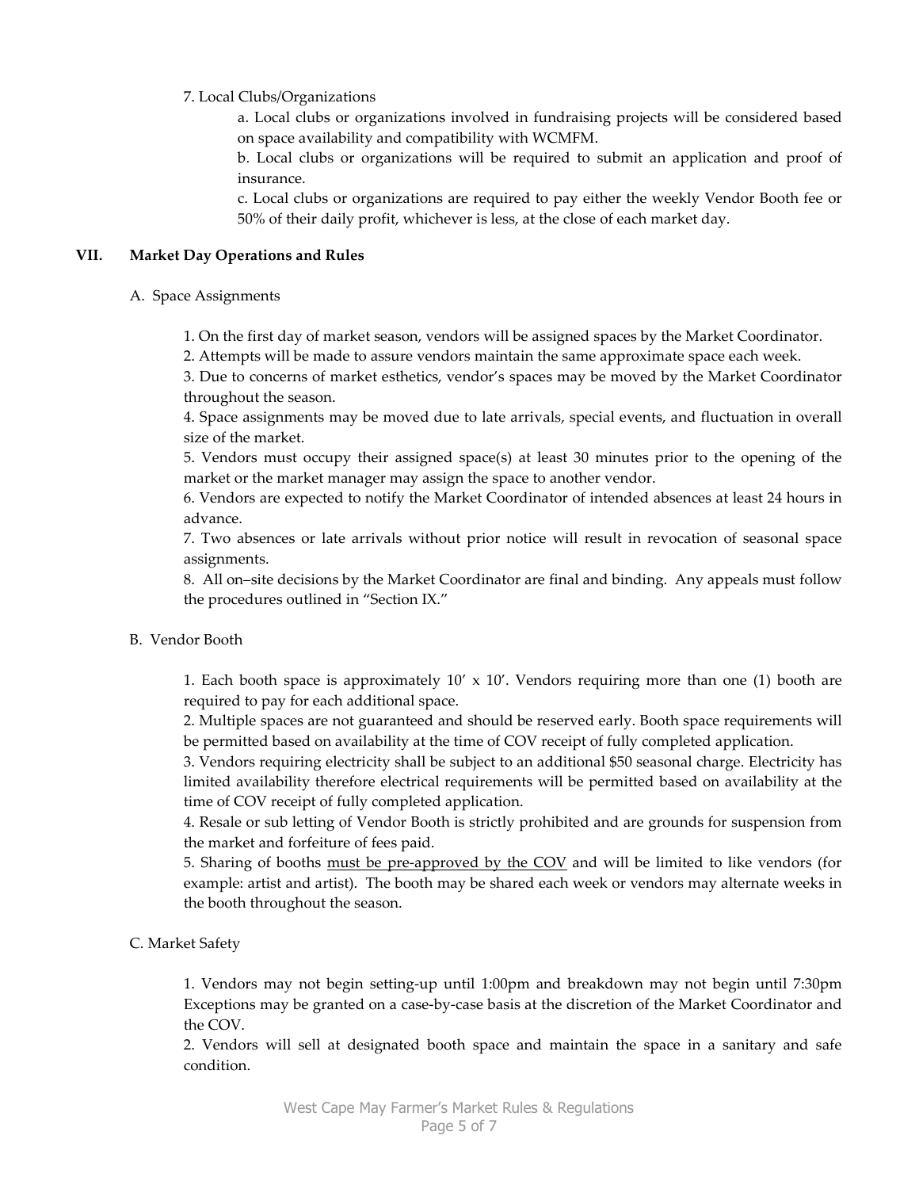7. Local Clubs/Organizations

a. Local clubs or organizations involved in fundraising projects will be considered based on space availability and compatibility with WCMFM.

b. Local clubs or organizations will be required to submit an application and proof of insurance.

c. Local clubs or organizations are required to pay either the weekly Vendor Booth fee or 50% of their daily profit, whichever is less, at the close of each market day.

## VII. Market Day Operations and Rules

### A. Space Assignments

1. On the first day of market season, vendors will be assigned spaces by the Market Coordinator.
2. Attempts will be made to assure vendors maintain the same approximate space each week.
3. Due to concerns of market esthetics, vendor's spaces may be moved by the Market Coordinator throughout the season.
4. Space assignments may be moved due to late arrivals, special events, and fluctuation in overall size of the market.
5. Vendors must occupy their assigned space(s) at least 30 minutes prior to the opening of the market or the market manager may assign the space to another vendor.
6. Vendors are expected to notify the Market Coordinator of intended absences at least 24 hours in advance.
7. Two absences or late arrivals without prior notice will result in revocation of seasonal space assignments.
8. All on–site decisions by the Market Coordinator are final and binding. Any appeals must follow the procedures outlined in "Section IX."

### B. Vendor Booth

1. Each booth space is approximately 10' x 10'. Vendors requiring more than one (1) booth are required to pay for each additional space.
2. Multiple spaces are not guaranteed and should be reserved early. Booth space requirements will be permitted based on availability at the time of COV receipt of fully completed application.
3. Vendors requiring electricity shall be subject to an additional $50 seasonal charge. Electricity has limited availability therefore electrical requirements will be permitted based on availability at the time of COV receipt of fully completed application.
4. Resale or sub letting of Vendor Booth is strictly prohibited and are grounds for suspension from the market and forfeiture of fees paid.
5. Sharing of booths <u>must be pre-approved by the COV</u> and will be limited to like vendors (for example: artist and artist). The booth may be shared each week or vendors may alternate weeks in the booth throughout the season.

### C. Market Safety

1. Vendors may not begin setting-up until 1:00pm and breakdown may not begin until 7:30pm Exceptions may be granted on a case-by-case basis at the discretion of the Market Coordinator and the COV.
2. Vendors will sell at designated booth space and maintain the space in a sanitary and safe condition.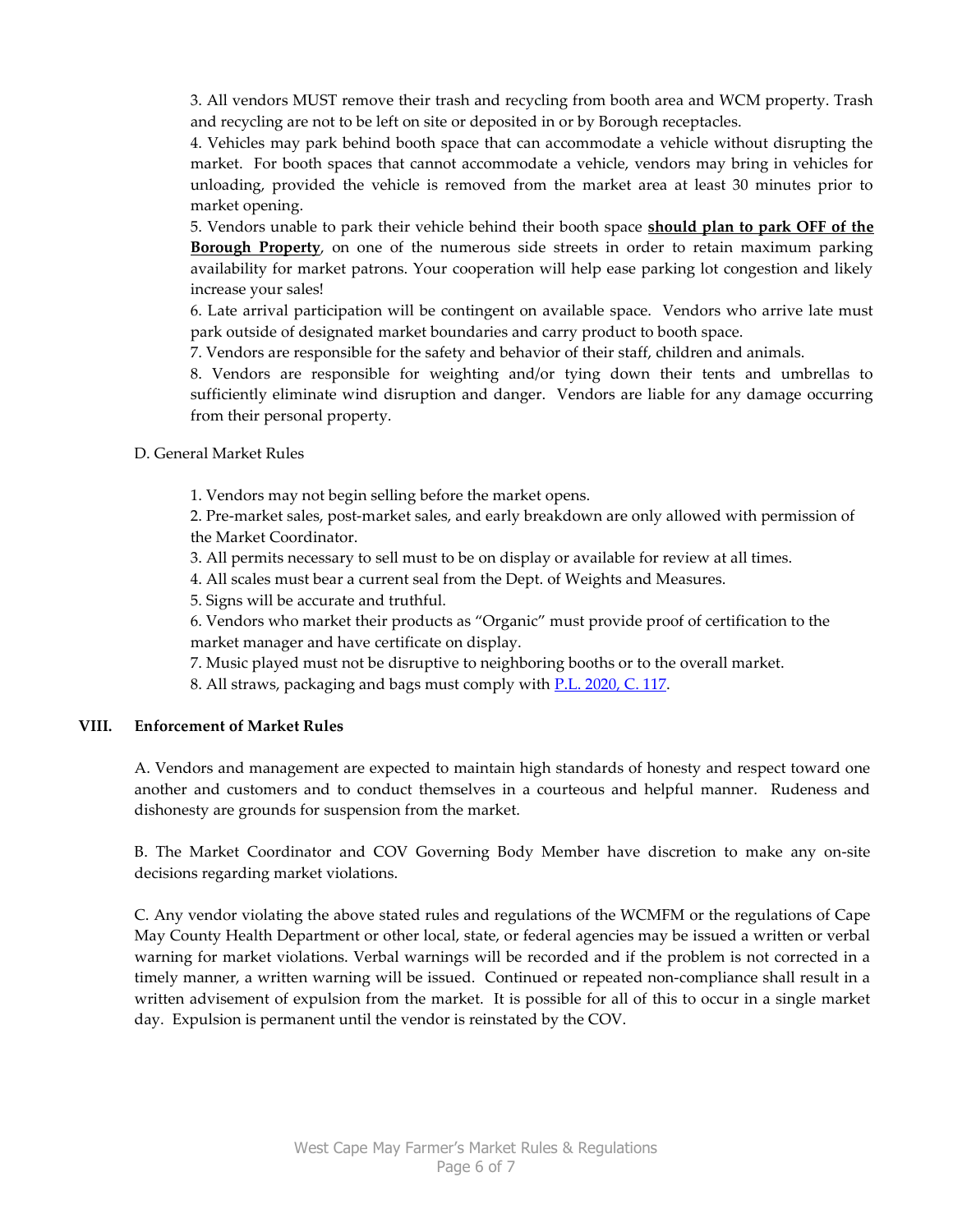3. All vendors MUST remove their trash and recycling from booth area and WCM property. Trash and recycling are not to be left on site or deposited in or by Borough receptacles.

4. Vehicles may park behind booth space that can accommodate a vehicle without disrupting the market. For booth spaces that cannot accommodate a vehicle, vendors may bring in vehicles for unloading, provided the vehicle is removed from the market area at least 30 minutes prior to market opening.

5. Vendors unable to park their vehicle behind their booth space **should plan to park OFF of the Borough Property**, on one of the numerous side streets in order to retain maximum parking availability for market patrons. Your cooperation will help ease parking lot congestion and likely increase your sales!

6. Late arrival participation will be contingent on available space. Vendors who arrive late must park outside of designated market boundaries and carry product to booth space.

7. Vendors are responsible for the safety and behavior of their staff, children and animals.

8. Vendors are responsible for weighting and/or tying down their tents and umbrellas to sufficiently eliminate wind disruption and danger. Vendors are liable for any damage occurring from their personal property.

D. General Market Rules

1. Vendors may not begin selling before the market opens.
2. Pre-market sales, post-market sales, and early breakdown are only allowed with permission of the Market Coordinator.
3. All permits necessary to sell must to be on display or available for review at all times.
4. All scales must bear a current seal from the Dept. of Weights and Measures.
5. Signs will be accurate and truthful.
6. Vendors who market their products as "Organic" must provide proof of certification to the market manager and have certificate on display.
7. Music played must not be disruptive to neighboring booths or to the overall market.
8. All straws, packaging and bags must comply with P.L. 2020, C. 117.

## VIII. Enforcement of Market Rules

A. Vendors and management are expected to maintain high standards of honesty and respect toward one another and customers and to conduct themselves in a courteous and helpful manner. Rudeness and dishonesty are grounds for suspension from the market.

B. The Market Coordinator and COV Governing Body Member have discretion to make any on-site decisions regarding market violations.

C. Any vendor violating the above stated rules and regulations of the WCMFM or the regulations of Cape May County Health Department or other local, state, or federal agencies may be issued a written or verbal warning for market violations. Verbal warnings will be recorded and if the problem is not corrected in a timely manner, a written warning will be issued. Continued or repeated non-compliance shall result in a written advisement of expulsion from the market. It is possible for all of this to occur in a single market day. Expulsion is permanent until the vendor is reinstated by the COV.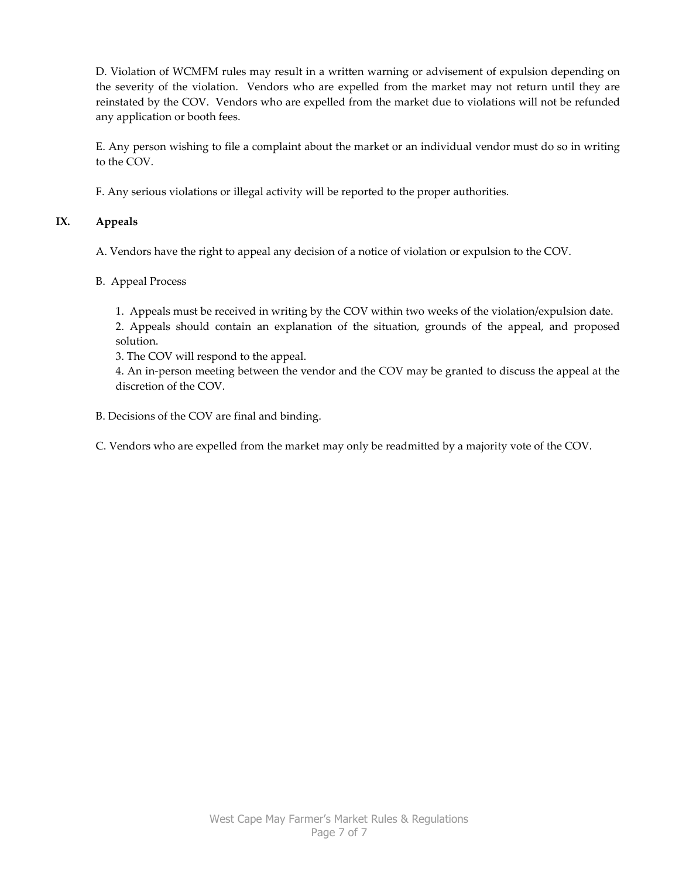D. Violation of WCMFM rules may result in a written warning or advisement of expulsion depending on the severity of the violation. Vendors who are expelled from the market may not return until they are reinstated by the COV. Vendors who are expelled from the market due to violations will not be refunded any application or booth fees.

E. Any person wishing to file a complaint about the market or an individual vendor must do so in writing to the COV.

F. Any serious violations or illegal activity will be reported to the proper authorities.

## IX. Appeals

A. Vendors have the right to appeal any decision of a notice of violation or expulsion to the COV.

B. Appeal Process

1. Appeals must be received in writing by the COV within two weeks of the violation/expulsion date.
2. Appeals should contain an explanation of the situation, grounds of the appeal, and proposed solution.
3. The COV will respond to the appeal.
4. An in-person meeting between the vendor and the COV may be granted to discuss the appeal at the discretion of the COV.

B. Decisions of the COV are final and binding.

C. Vendors who are expelled from the market may only be readmitted by a majority vote of the COV.